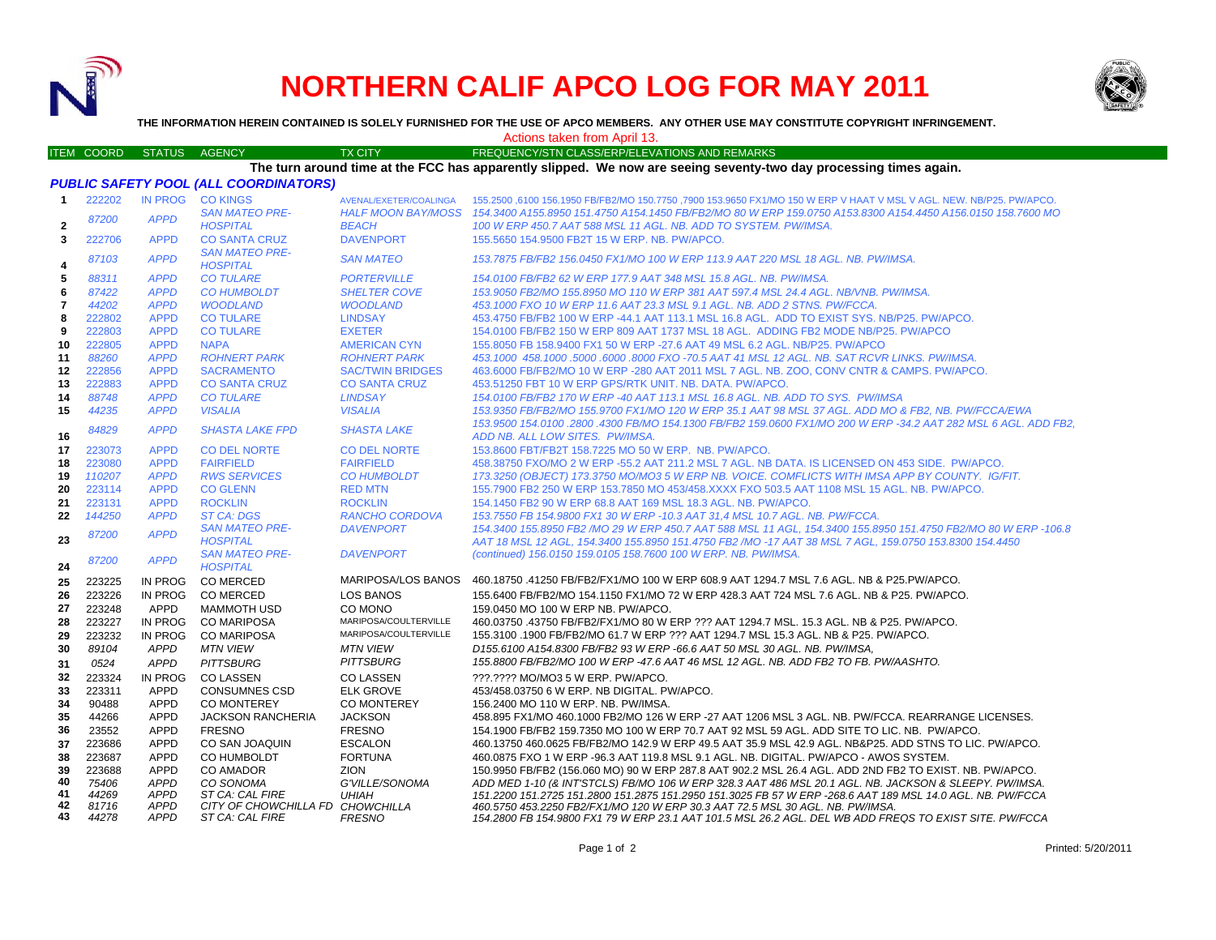# NORTHERN CALIF APCO LOG FOR MAY 2011

**THE INFORMATION HEREIN CONTAINED IS SOLELY FURNISHED FOR THE USE OF APCO MEMBERS. ANY OTHER USE MAY CONSTITUTE COPYRIGHT INFRINGEMENT.**

Actions taken from April 13.

| ITEM | COORD | STATUS | AGENCY | TX CITY | FREQUENCY/STN CLASS/ERP/ELEVATIONS AND REMARKS |
|---|---|---|---|---|---|

**The turn around time at the FCC has apparently slipped. We now are seeing seventy-two day processing times again.**

### *PUBLIC SAFETY POOL (ALL COORDINATORS)*

| ITEM | COORD | STATUS | AGENCY | TX CITY | FREQUENCY/STN CLASS/ERP/ELEVATIONS AND REMARKS |
|---|---|---|---|---|---|
| 1 | 222202 | IN PROG | CO KINGS | AVENAL/EXETER/COALINGA | 155.2500 ,6100 156.1950 FB/FB2/MO 150.7750 ,7900 153.9650 FX1/MO 150 W ERP V HAAT V MSL V AGL. NEW. NB/P25. PW/APCO. |
| 2 | *87200* | *APPD* | *SAN MATEO PRE-HOSPITAL* | *HALF MOON BAY/MOSS BEACH* | *154.3400 A155.8950 151.4750 A154.1450 FB/FB2/MO 80 W ERP 159.0750 A153.8300 A154.4450 A156.0150 158.7600 MO 100 W ERP 450.7 AAT 588 MSL 11 AGL. NB. ADD TO SYSTEM. PW/IMSA.* |
| 3 | 222706 | APPD | CO SANTA CRUZ | DAVENPORT | 155.5650 154.9500 FB2T 15 W ERP. NB. PW/APCO. |
| 4 | *87103* | *APPD* | *SAN MATEO PRE-HOSPITAL* | *SAN MATEO* | *153.7875 FB/FB2 156.0450 FX1/MO 100 W ERP 113.9 AAT 220 MSL 18 AGL. NB. PW/IMSA.* |
| 5 | *88311* | *APPD* | *CO TULARE* | *PORTERVILLE* | *154.0100 FB/FB2 62 W ERP 177.9 AAT 348 MSL 15.8 AGL. NB. PW/IMSA.* |
| 6 | *87422* | *APPD* | *CO HUMBOLDT* | *SHELTER COVE* | *153.9050 FB2/MO 155.8950 MO 110 W ERP 381 AAT 597.4 MSL 24.4 AGL. NB/VNB. PW/IMSA.* |
| 7 | *44202* | *APPD* | *WOODLAND* | *WOODLAND* | *453.1000 FXO 10 W ERP 11.6 AAT 23.3 MSL 9.1 AGL. NB. ADD 2 STNS. PW/FCCA.* |
| 8 | 222802 | APPD | CO TULARE | LINDSAY | 453.4750 FB/FB2 100 W ERP -44.1 AAT 113.1 MSL 16.8 AGL. ADD TO EXIST SYS. NB/P25. PW/APCO. |
| 9 | 222803 | APPD | CO TULARE | EXETER | 154.0100 FB/FB2 150 W ERP 809 AAT 1737 MSL 18 AGL. ADDING FB2 MODE NB/P25. PW/APCO |
| 10 | 222805 | APPD | NAPA | AMERICAN CYN | 155.8050 FB 158.9400 FX1 50 W ERP -27.6 AAT 49 MSL 6.2 AGL. NB/P25. PW/APCO |
| 11 | *88260* | *APPD* | *ROHNERT PARK* | *ROHNERT PARK* | *453.1000 458.1000 .5000 .6000 .8000 FXO -70.5 AAT 41 MSL 12 AGL. NB. SAT RCVR LINKS. PW/IMSA.* |
| 12 | 222856 | APPD | SACRAMENTO | SAC/TWIN BRIDGES | 463.6000 FB/FB2/MO 10 W ERP -280 AAT 2011 MSL 7 AGL. NB. ZOO, CONV CNTR & CAMPS. PW/APCO. |
| 13 | 222883 | APPD | CO SANTA CRUZ | CO SANTA CRUZ | 453.51250 FBT 10 W ERP GPS/RTK UNIT. NB. DATA. PW/APCO. |
| 14 | *88748* | *APPD* | *CO TULARE* | *LINDSAY* | *154.0100 FB/FB2 170 W ERP -40 AAT 113.1 MSL 16.8 AGL. NB. ADD TO SYS. PW/IMSA* |
| 15 | *44235* | *APPD* | *VISALIA* | *VISALIA* | *153.9350 FB/FB2/MO 155.9700 FX1/MO 120 W ERP 35.1 AAT 98 MSL 37 AGL. ADD MO & FB2, NB. PW/FCCA/EWA* |
| 16 | *84829* | *APPD* | *SHASTA LAKE FPD* | *SHASTA LAKE* | *153.9500 154.0100 .2800 .4300 FB/MO 154.1300 FB/FB2 159.0600 FX1/MO 200 W ERP -34.2 AAT 282 MSL 6 AGL. ADD FB2, ADD NB. ALL LOW SITES. PW/IMSA.* |
| 17 | 223073 | APPD | CO DEL NORTE | CO DEL NORTE | 153.8600 FBT/FB2T 158.7225 MO 50 W ERP. NB. PW/APCO. |
| 18 | 223080 | APPD | FAIRFIELD | FAIRFIELD | 458.38750 FXO/MO 2 W ERP -55.2 AAT 211.2 MSL 7 AGL. NB DATA. IS LICENSED ON 453 SIDE. PW/APCO. |
| 19 | *110207* | *APPD* | *RWS SERVICES* | *CO HUMBOLDT* | *173.3250 (OBJECT) 173.3750 MO/MO3 5 W ERP NB. VOICE. COMFLICTS WITH IMSA APP BY COUNTY. IG/FIT.* |
| 20 | 223114 | APPD | CO GLENN | RED MTN | 155.7900 FB2 250 W ERP 153.7850 MO 453/458.XXXX FXO 503.5 AAT 1108 MSL 15 AGL. NB. PW/APCO. |
| 21 | 223131 | APPD | ROCKLIN | ROCKLIN | 154.1450 FB2 90 W ERP 68.8 AAT 169 MSL 18.3 AGL. NB. PW/APCO. |
| 22 | *144250* | *APPD* | *ST CA: DGS* | *RANCHO CORDOVA* | *153.7550 FB 154.9800 FX1 30 W ERP -10.3 AAT 31,4 MSL 10.7 AGL. NB. PW/FCCA.* |
| 23 | *87200* | *APPD* | *SAN MATEO PRE-HOSPITAL* | *DAVENPORT* | *154.3400 155.8950 FB2 /MO 29 W ERP 450.7 AAT 588 MSL 11 AGL, 154.3400 155.8950 151.4750 FB2/MO 80 W ERP -106.8 AAT 18 MSL 12 AGL, 154.3400 155.8950 151.4750 FB2 /MO -17 AAT 38 MSL 7 AGL, 159.0750 153.8300 154.4450* |
| 24 | *87200* | *APPD* | *SAN MATEO PRE-HOSPITAL* | *DAVENPORT* | *(continued) 156.0150 159.0105 158.7600 100 W ERP. NB. PW/IMSA.* |
| 25 | 223225 | IN PROG | CO MERCED | MARIPOSA/LOS BANOS | 460.18750 .41250 FB/FB2/FX1/MO 100 W ERP 608.9 AAT 1294.7 MSL 7.6 AGL. NB & P25.PW/APCO. |
| 26 | 223226 | IN PROG | CO MERCED | LOS BANOS | 155.6400 FB/FB2/MO 154.1150 FX1/MO 72 W ERP 428.3 AAT 724 MSL 7.6 AGL. NB & P25. PW/APCO. |
| 27 | 223248 | APPD | MAMMOTH USD | CO MONO | 159.0450 MO 100 W ERP NB. PW/APCO. |
| 28 | 223227 | IN PROG | CO MARIPOSA | MARIPOSA/COULTERVILLE | 460.03750 .43750 FB/FB2/FX1/MO 80 W ERP ??? AAT 1294.7 MSL. 15.3 AGL. NB & P25. PW/APCO. |
| 29 | 223232 | IN PROG | CO MARIPOSA | MARIPOSA/COULTERVILLE | 155.3100 .1900 FB/FB2/MO 61.7 W ERP ??? AAT 1294.7 MSL 15.3 AGL. NB & P25. PW/APCO. |
| 30 | *89104* | *APPD* | *MTN VIEW* | *MTN VIEW* | *D155.6100 A154.8300 FB/FB2 93 W ERP -66.6 AAT 50 MSL 30 AGL. NB. PW/IMSA,* |
| 31 | *0524* | *APPD* | *PITTSBURG* | *PITTSBURG* | *155.8800 FB/FB2/MO 100 W ERP -47.6 AAT 46 MSL 12 AGL. NB. ADD FB2 TO FB. PW/AASHTO.* |
| 32 | 223324 | IN PROG | CO LASSEN | CO LASSEN | ???.???? MO/MO3 5 W ERP. PW/APCO. |
| 33 | 223311 | APPD | CONSUMNES CSD | ELK GROVE | 453/458.03750 6 W ERP. NB DIGITAL. PW/APCO. |
| 34 | 90488 | APPD | CO MONTEREY | CO MONTEREY | 156.2400 MO 110 W ERP. NB. PW/IMSA. |
| 35 | 44266 | APPD | JACKSON RANCHERIA | JACKSON | 458.895 FX1/MO 460.1000 FB2/MO 126 W ERP -27 AAT 1206 MSL 3 AGL. NB. PW/FCCA. REARRANGE LICENSES. |
| 36 | 23552 | APPD | FRESNO | FRESNO | 154.1900 FB/FB2 159.7350 MO 100 W ERP 70.7 AAT 92 MSL 59 AGL. ADD SITE TO LIC. NB. PW/APCO. |
| 37 | 223686 | APPD | CO SAN JOAQUIN | ESCALON | 460.13750 460.0625 FB/FB2/MO 142.9 W ERP 49.5 AAT 35.9 MSL 42.9 AGL. NB&P25. ADD STNS TO LIC. PW/APCO. |
| 38 | 223687 | APPD | CO HUMBOLDT | FORTUNA | 460.0875 FXO 1 W ERP -96.3 AAT 119.8 MSL 9.1 AGL. NB. DIGITAL. PW/APCO - AWOS SYSTEM. |
| 39 | 223688 | APPD | CO AMADOR | ZION | 150.9950 FB/FB2 (156.060 MO) 90 W ERP 287.8 AAT 902.2 MSL 26.4 AGL. ADD 2ND FB2 TO EXIST. NB. PW/APCO. |
| 40 | *75406* | *APPD* | *CO SONOMA* | *G'VILLE/SONOMA* | *ADD MED 1-10 (& INT'STCLS) FB/MO 106 W ERP 328.3 AAT 486 MSL 20.1 AGL. NB. JACKSON & SLEEPY. PW/IMSA.* |
| 41 | *44269* | *APPD* | *ST CA: CAL FIRE* | *UHIAH* | *151.2200 151.2725 151.2800 151.2875 151.2950 151.3025 FB 57 W ERP -268.6 AAT 189 MSL 14.0 AGL. NB. PW/FCCA* |
| 42 | *81716* | *APPD* | *CITY OF CHOWCHILLA FD* | *CHOWCHILLA* | *460.5750 453.2250 FB2/FX1/MO 120 W ERP 30.3 AAT 72.5 MSL 30 AGL. NB. PW/IMSA.* |
| 43 | *44278* | *APPD* | *ST CA: CAL FIRE* | *FRESNO* | *154.2800 FB 154.9800 FX1 79 W ERP 23.1 AAT 101.5 MSL 26.2 AGL. DEL WB ADD FREQS TO EXIST SITE. PW/FCCA* |

Printed: 5/20/2011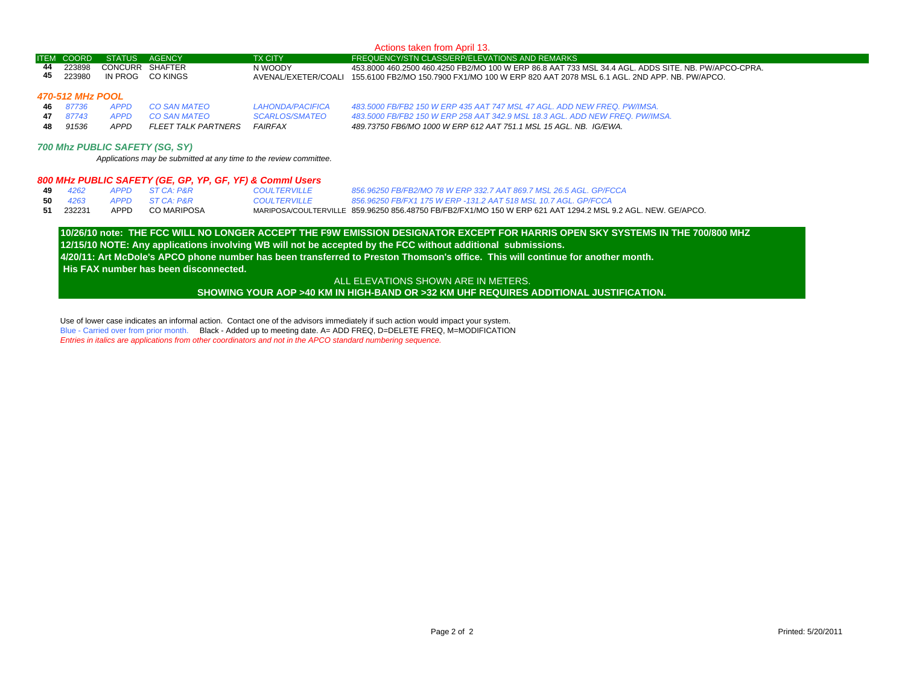Actions taken from April 13.

| ITEM | COORD | STATUS | AGENCY | TX CITY | FREQUENCY/STN CLASS/ERP/ELEVATIONS AND REMARKS |
|---|---|---|---|---|---|
| 44 | 223898 | CONCURR | SHAFTER | N WOODY | 453.8000 460.2500 460.4250 FB2/MO 100 W ERP 86.8 AAT 733 MSL 34.4 AGL. ADDS SITE. NB. PW/APCO-CPRA. |
| 45 | 223980 | IN PROG | CO KINGS | AVENAL/EXETER/COALI | 155.6100 FB2/MO 150.7900 FX1/MO 100 W ERP 820 AAT 2078 MSL 6.1 AGL. 2ND APP. NB. PW/APCO. |
| ***470-512 MHz POOL*** | | | | | |
| 46 | *87736* | *APPD* | *CO SAN MATEO* | *LAHONDA/PACIFICA* | *483.5000 FB/FB2 150 W ERP 435 AAT 747 MSL 47 AGL. ADD NEW FREQ. PW/IMSA.* |
| 47 | *87743* | *APPD* | *CO SAN MATEO* | *SCARLOS/SMATEO* | *483.5000 FB/FB2 150 W ERP 258 AAT 342.9 MSL 18.3 AGL. ADD NEW FREQ. PW/IMSA.* |
| 48 | *91536* | *APPD* | *FLEET TALK PARTNERS* | *FAIRFAX* | *489.73750 FB6/MO 1000 W ERP 612 AAT 751.1 MSL 15 AGL. NB. IG/EWA.* |
| ***700 Mhz PUBLIC SAFETY (SG, SY)*** | | | | | |
| | | | *Applications may be submitted at any time to the review committee.* | | |
| ***800 MHz PUBLIC SAFETY (GE, GP, YP, GF, YF) & Comml Users*** | | | | | |
| 49 | *4262* | *APPD* | *ST CA: P&R* | *COULTERVILLE* | *856.96250 FB/FB2/MO 78 W ERP 332.7 AAT 869.7 MSL 26.5 AGL. GP/FCCA* |
| 50 | *4263* | *APPD* | *ST CA: P&R* | *COULTERVILLE* | *856.96250 FB/FX1 175 W ERP -131.2 AAT 518 MSL 10.7 AGL. GP/FCCA* |
| 51 | 232231 | APPD | CO MARIPOSA | MARIPOSA/COULTERVILLE | 859.96250 856.48750 FB/FB2/FX1/MO 150 W ERP 621 AAT 1294.2 MSL 9.2 AGL. NEW. GE/APCO. |

**10/26/10 note: THE FCC WILL NO LONGER ACCEPT THE F9W EMISSION DESIGNATOR EXCEPT FOR HARRIS OPEN SKY SYSTEMS IN THE 700/800 MHZ**

**12/15/10 NOTE: Any applications involving WB will not be accepted by the FCC without additional submissions.**

**4/20/11: Art McDole's APCO phone number has been transferred to Preston Thomson's office. This will continue for another month.**
**His FAX number has been disconnected.**

ALL ELEVATIONS SHOWN ARE IN METERS.

**SHOWING YOUR AOP >40 KM IN HIGH-BAND OR >32 KM UHF REQUIRES ADDITIONAL JUSTIFICATION.**

Use of lower case indicates an informal action. Contact one of the advisors immediately if such action would impact your system.

Blue - Carried over from prior month. Black - Added up to meeting date. A= ADD FREQ, D=DELETE FREQ, M=MODIFICATION

*Entries in italics are applications from other coordinators and not in the APCO standard numbering sequence.*

Printed: 5/20/2011